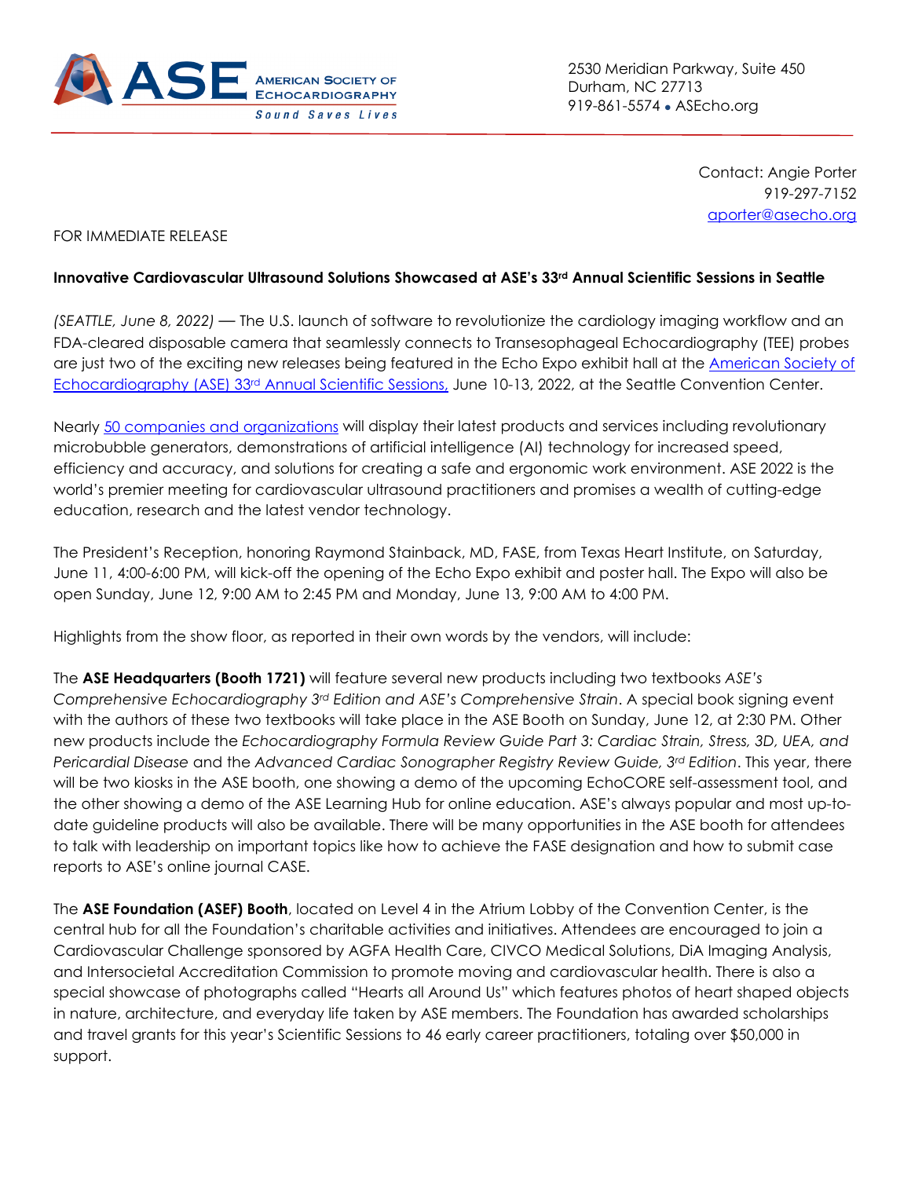AMERICAN SOCIETY OF ECHOCARDIOGRAPHY

Sound Saves Lives

2530 Meridian Parkway, Suite 450
Durham, NC 27713
919-861-5574 • ASEcho.org

Contact: Angie Porter
919-297-7152
aporter@asecho.org

FOR IMMEDIATE RELEASE

**Innovative Cardiovascular Ultrasound Solutions Showcased at ASE's 33rd Annual Scientific Sessions in Seattle**

*(SEATTLE, June 8, 2022)* — The U.S. launch of software to revolutionize the cardiology imaging workflow and an FDA-cleared disposable camera that seamlessly connects to Transesophageal Echocardiography (TEE) probes are just two of the exciting new releases being featured in the Echo Expo exhibit hall at the American Society of Echocardiography (ASE) 33rd Annual Scientific Sessions, June 10-13, 2022, at the Seattle Convention Center.

Nearly 50 companies and organizations will display their latest products and services including revolutionary microbubble generators, demonstrations of artificial intelligence (AI) technology for increased speed, efficiency and accuracy, and solutions for creating a safe and ergonomic work environment. ASE 2022 is the world's premier meeting for cardiovascular ultrasound practitioners and promises a wealth of cutting-edge education, research and the latest vendor technology.

The President's Reception, honoring Raymond Stainback, MD, FASE, from Texas Heart Institute, on Saturday, June 11, 4:00-6:00 PM, will kick-off the opening of the Echo Expo exhibit and poster hall. The Expo will also be open Sunday, June 12, 9:00 AM to 2:45 PM and Monday, June 13, 9:00 AM to 4:00 PM.

Highlights from the show floor, as reported in their own words by the vendors, will include:

The **ASE Headquarters (Booth 1721)** will feature several new products including two textbooks *ASE's Comprehensive Echocardiography 3rd Edition and ASE's Comprehensive Strain*. A special book signing event with the authors of these two textbooks will take place in the ASE Booth on Sunday, June 12, at 2:30 PM. Other new products include the *Echocardiography Formula Review Guide Part 3: Cardiac Strain, Stress, 3D, UEA, and Pericardial Disease* and the *Advanced Cardiac Sonographer Registry Review Guide, 3rd Edition*. This year, there will be two kiosks in the ASE booth, one showing a demo of the upcoming EchoCORE self-assessment tool, and the other showing a demo of the ASE Learning Hub for online education. ASE's always popular and most up-to-date guideline products will also be available. There will be many opportunities in the ASE booth for attendees to talk with leadership on important topics like how to achieve the FASE designation and how to submit case reports to ASE's online journal CASE.

The **ASE Foundation (ASEF) Booth**, located on Level 4 in the Atrium Lobby of the Convention Center, is the central hub for all the Foundation's charitable activities and initiatives. Attendees are encouraged to join a Cardiovascular Challenge sponsored by AGFA Health Care, CIVCO Medical Solutions, DiA Imaging Analysis, and Intersocietal Accreditation Commission to promote moving and cardiovascular health. There is also a special showcase of photographs called "Hearts all Around Us" which features photos of heart shaped objects in nature, architecture, and everyday life taken by ASE members. The Foundation has awarded scholarships and travel grants for this year's Scientific Sessions to 46 early career practitioners, totaling over $50,000 in support.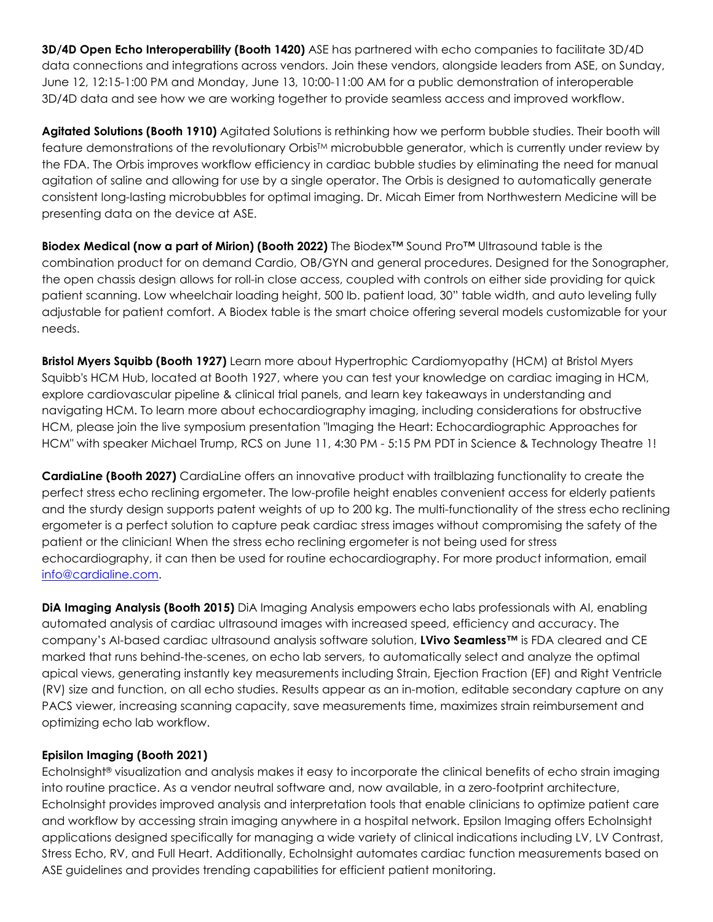**3D/4D Open Echo Interoperability (Booth 1420)** ASE has partnered with echo companies to facilitate 3D/4D data connections and integrations across vendors. Join these vendors, alongside leaders from ASE, on Sunday, June 12, 12:15-1:00 PM and Monday, June 13, 10:00-11:00 AM for a public demonstration of interoperable 3D/4D data and see how we are working together to provide seamless access and improved workflow.

**Agitated Solutions (Booth 1910)** Agitated Solutions is rethinking how we perform bubble studies. Their booth will feature demonstrations of the revolutionary Orbis™ microbubble generator, which is currently under review by the FDA. The Orbis improves workflow efficiency in cardiac bubble studies by eliminating the need for manual agitation of saline and allowing for use by a single operator. The Orbis is designed to automatically generate consistent long-lasting microbubbles for optimal imaging. Dr. Micah Eimer from Northwestern Medicine will be presenting data on the device at ASE.

**Biodex Medical (now a part of Mirion) (Booth 2022)** The Biodex™ Sound Pro™ Ultrasound table is the combination product for on demand Cardio, OB/GYN and general procedures. Designed for the Sonographer, the open chassis design allows for roll-in close access, coupled with controls on either side providing for quick patient scanning. Low wheelchair loading height, 500 lb. patient load, 30" table width, and auto leveling fully adjustable for patient comfort. A Biodex table is the smart choice offering several models customizable for your needs.

**Bristol Myers Squibb (Booth 1927)** Learn more about Hypertrophic Cardiomyopathy (HCM) at Bristol Myers Squibb's HCM Hub, located at Booth 1927, where you can test your knowledge on cardiac imaging in HCM, explore cardiovascular pipeline & clinical trial panels, and learn key takeaways in understanding and navigating HCM. To learn more about echocardiography imaging, including considerations for obstructive HCM, please join the live symposium presentation "Imaging the Heart: Echocardiographic Approaches for HCM" with speaker Michael Trump, RCS on June 11, 4:30 PM - 5:15 PM PDT in Science & Technology Theatre 1!

**CardiaLine (Booth 2027)** CardiaLine offers an innovative product with trailblazing functionality to create the perfect stress echo reclining ergometer. The low-profile height enables convenient access for elderly patients and the sturdy design supports patent weights of up to 200 kg. The multi-functionality of the stress echo reclining ergometer is a perfect solution to capture peak cardiac stress images without compromising the safety of the patient or the clinician! When the stress echo reclining ergometer is not being used for stress echocardiography, it can then be used for routine echocardiography. For more product information, email info@cardialine.com.

**DiA Imaging Analysis (Booth 2015)** DiA Imaging Analysis empowers echo labs professionals with AI, enabling automated analysis of cardiac ultrasound images with increased speed, efficiency and accuracy. The company's AI-based cardiac ultrasound analysis software solution, **LVivo Seamless™** is FDA cleared and CE marked that runs behind-the-scenes, on echo lab servers, to automatically select and analyze the optimal apical views, generating instantly key measurements including Strain, Ejection Fraction (EF) and Right Ventricle (RV) size and function, on all echo studies. Results appear as an in-motion, editable secondary capture on any PACS viewer, increasing scanning capacity, save measurements time, maximizes strain reimbursement and optimizing echo lab workflow.

**Episilon Imaging (Booth 2021)**
EchoInsight® visualization and analysis makes it easy to incorporate the clinical benefits of echo strain imaging into routine practice. As a vendor neutral software and, now available, in a zero-footprint architecture, EchoInsight provides improved analysis and interpretation tools that enable clinicians to optimize patient care and workflow by accessing strain imaging anywhere in a hospital network. Epsilon Imaging offers EchoInsight applications designed specifically for managing a wide variety of clinical indications including LV, LV Contrast, Stress Echo, RV, and Full Heart. Additionally, EchoInsight automates cardiac function measurements based on ASE guidelines and provides trending capabilities for efficient patient monitoring.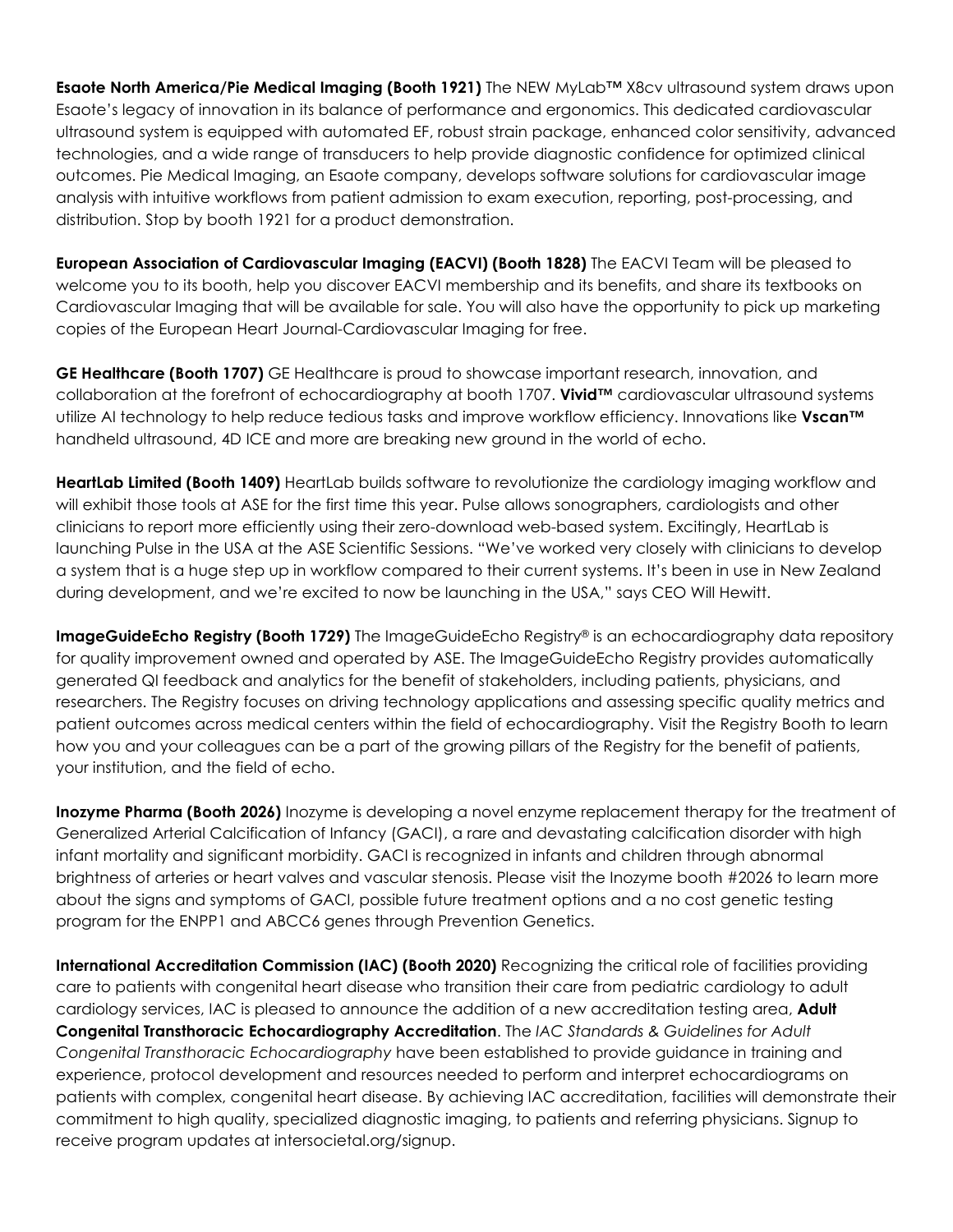**Esaote North America/Pie Medical Imaging (Booth 1921)** The NEW MyLab™ X8cv ultrasound system draws upon Esaote's legacy of innovation in its balance of performance and ergonomics. This dedicated cardiovascular ultrasound system is equipped with automated EF, robust strain package, enhanced color sensitivity, advanced technologies, and a wide range of transducers to help provide diagnostic confidence for optimized clinical outcomes. Pie Medical Imaging, an Esaote company, develops software solutions for cardiovascular image analysis with intuitive workflows from patient admission to exam execution, reporting, post-processing, and distribution. Stop by booth 1921 for a product demonstration.

**European Association of Cardiovascular Imaging (EACVI) (Booth 1828)** The EACVI Team will be pleased to welcome you to its booth, help you discover EACVI membership and its benefits, and share its textbooks on Cardiovascular Imaging that will be available for sale. You will also have the opportunity to pick up marketing copies of the European Heart Journal-Cardiovascular Imaging for free.

**GE Healthcare (Booth 1707)** GE Healthcare is proud to showcase important research, innovation, and collaboration at the forefront of echocardiography at booth 1707. **Vivid™** cardiovascular ultrasound systems utilize AI technology to help reduce tedious tasks and improve workflow efficiency. Innovations like **Vscan™** handheld ultrasound, 4D ICE and more are breaking new ground in the world of echo.

**HeartLab Limited (Booth 1409)** HeartLab builds software to revolutionize the cardiology imaging workflow and will exhibit those tools at ASE for the first time this year. Pulse allows sonographers, cardiologists and other clinicians to report more efficiently using their zero-download web-based system. Excitingly, HeartLab is launching Pulse in the USA at the ASE Scientific Sessions. "We've worked very closely with clinicians to develop a system that is a huge step up in workflow compared to their current systems. It's been in use in New Zealand during development, and we're excited to now be launching in the USA," says CEO Will Hewitt.

**ImageGuideEcho Registry (Booth 1729)** The ImageGuideEcho Registry® is an echocardiography data repository for quality improvement owned and operated by ASE. The ImageGuideEcho Registry provides automatically generated QI feedback and analytics for the benefit of stakeholders, including patients, physicians, and researchers. The Registry focuses on driving technology applications and assessing specific quality metrics and patient outcomes across medical centers within the field of echocardiography. Visit the Registry Booth to learn how you and your colleagues can be a part of the growing pillars of the Registry for the benefit of patients, your institution, and the field of echo.

**Inozyme Pharma (Booth 2026)** Inozyme is developing a novel enzyme replacement therapy for the treatment of Generalized Arterial Calcification of Infancy (GACI), a rare and devastating calcification disorder with high infant mortality and significant morbidity. GACI is recognized in infants and children through abnormal brightness of arteries or heart valves and vascular stenosis. Please visit the Inozyme booth #2026 to learn more about the signs and symptoms of GACI, possible future treatment options and a no cost genetic testing program for the ENPP1 and ABCC6 genes through Prevention Genetics.

**International Accreditation Commission (IAC) (Booth 2020)** Recognizing the critical role of facilities providing care to patients with congenital heart disease who transition their care from pediatric cardiology to adult cardiology services, IAC is pleased to announce the addition of a new accreditation testing area, **Adult Congenital Transthoracic Echocardiography Accreditation**. The *IAC Standards & Guidelines for Adult Congenital Transthoracic Echocardiography* have been established to provide guidance in training and experience, protocol development and resources needed to perform and interpret echocardiograms on patients with complex, congenital heart disease. By achieving IAC accreditation, facilities will demonstrate their commitment to high quality, specialized diagnostic imaging, to patients and referring physicians. Signup to receive program updates at intersocietal.org/signup.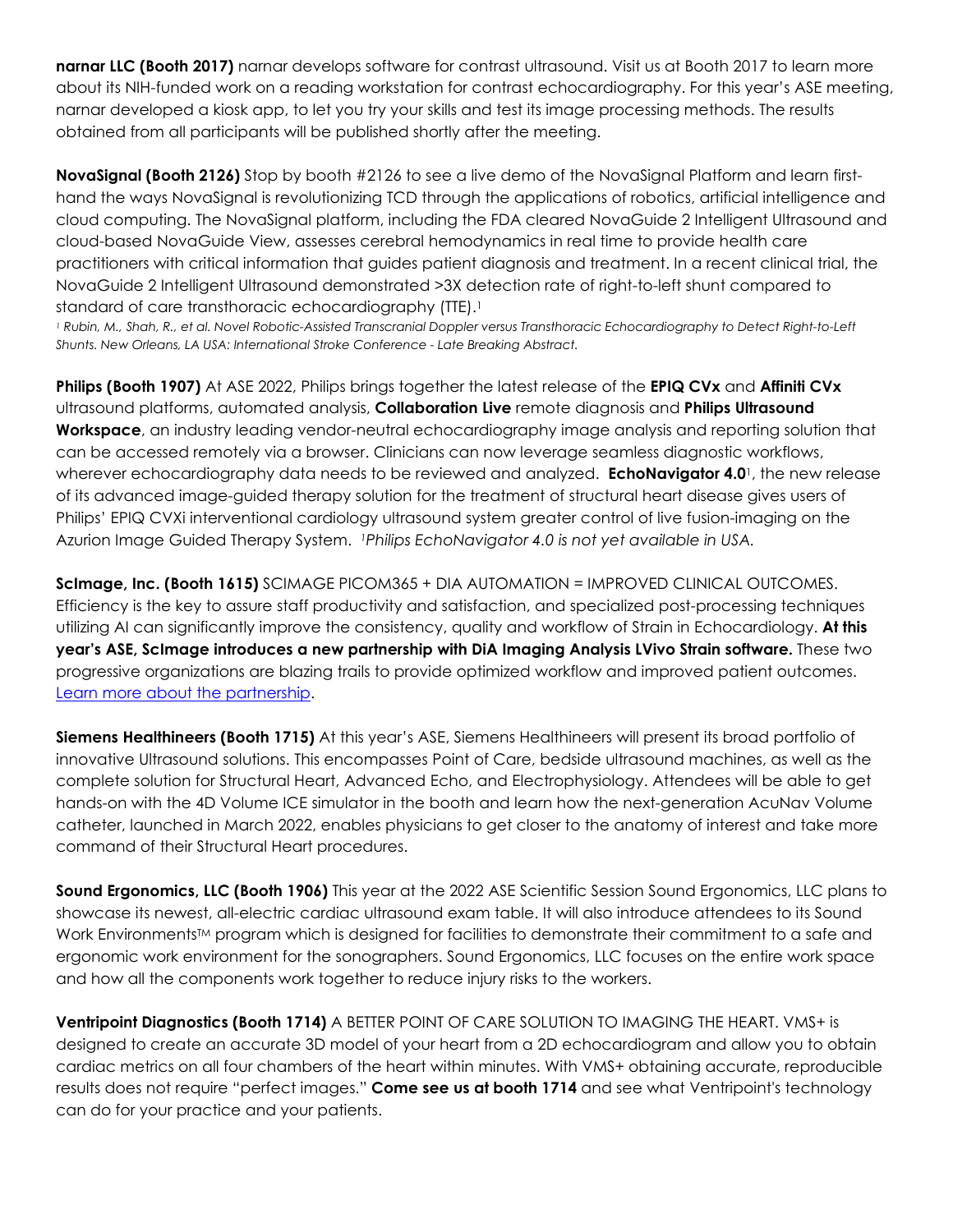**narnar LLC (Booth 2017)** narnar develops software for contrast ultrasound. Visit us at Booth 2017 to learn more about its NIH-funded work on a reading workstation for contrast echocardiography. For this year's ASE meeting, narnar developed a kiosk app, to let you try your skills and test its image processing methods. The results obtained from all participants will be published shortly after the meeting.

**NovaSignal (Booth 2126)** Stop by booth #2126 to see a live demo of the NovaSignal Platform and learn first-hand the ways NovaSignal is revolutionizing TCD through the applications of robotics, artificial intelligence and cloud computing. The NovaSignal platform, including the FDA cleared NovaGuide 2 Intelligent Ultrasound and cloud-based NovaGuide View, assesses cerebral hemodynamics in real time to provide health care practitioners with critical information that guides patient diagnosis and treatment. In a recent clinical trial, the NovaGuide 2 Intelligent Ultrasound demonstrated >3X detection rate of right-to-left shunt compared to standard of care transthoracic echocardiography (TTE).[1]

*[1] Rubin, M., Shah, R., et al. Novel Robotic-Assisted Transcranial Doppler versus Transthoracic Echocardiography to Detect Right-to-Left Shunts. New Orleans, LA USA: International Stroke Conference - Late Breaking Abstract.*

**Philips (Booth 1907)** At ASE 2022, Philips brings together the latest release of the **EPIQ CVx** and **Affiniti CVx** ultrasound platforms, automated analysis, **Collaboration Live** remote diagnosis and **Philips Ultrasound Workspace**, an industry leading vendor-neutral echocardiography image analysis and reporting solution that can be accessed remotely via a browser. Clinicians can now leverage seamless diagnostic workflows, wherever echocardiography data needs to be reviewed and analyzed. **EchoNavigator 4.0**[1], the new release of its advanced image-guided therapy solution for the treatment of structural heart disease gives users of Philips' EPIQ CVXi interventional cardiology ultrasound system greater control of live fusion-imaging on the Azurion Image Guided Therapy System. *[1]Philips EchoNavigator 4.0 is not yet available in USA.*

**ScImage, Inc. (Booth 1615)** SCIMAGE PICOM365 + DIA AUTOMATION = IMPROVED CLINICAL OUTCOMES. Efficiency is the key to assure staff productivity and satisfaction, and specialized post-processing techniques utilizing AI can significantly improve the consistency, quality and workflow of Strain in Echocardiology. **At this year's ASE, ScImage introduces a new partnership with DiA Imaging Analysis LVivo Strain software.** These two progressive organizations are blazing trails to provide optimized workflow and improved patient outcomes. [Learn more about the partnership](#).

**Siemens Healthineers (Booth 1715)** At this year's ASE, Siemens Healthineers will present its broad portfolio of innovative Ultrasound solutions. This encompasses Point of Care, bedside ultrasound machines, as well as the complete solution for Structural Heart, Advanced Echo, and Electrophysiology. Attendees will be able to get hands-on with the 4D Volume ICE simulator in the booth and learn how the next-generation AcuNav Volume catheter, launched in March 2022, enables physicians to get closer to the anatomy of interest and take more command of their Structural Heart procedures.

**Sound Ergonomics, LLC (Booth 1906)** This year at the 2022 ASE Scientific Session Sound Ergonomics, LLC plans to showcase its newest, all-electric cardiac ultrasound exam table. It will also introduce attendees to its Sound Work Environments™ program which is designed for facilities to demonstrate their commitment to a safe and ergonomic work environment for the sonographers. Sound Ergonomics, LLC focuses on the entire work space and how all the components work together to reduce injury risks to the workers.

**Ventripoint Diagnostics (Booth 1714)** A BETTER POINT OF CARE SOLUTION TO IMAGING THE HEART. VMS+ is designed to create an accurate 3D model of your heart from a 2D echocardiogram and allow you to obtain cardiac metrics on all four chambers of the heart within minutes. With VMS+ obtaining accurate, reproducible results does not require "perfect images." **Come see us at booth 1714** and see what Ventripoint's technology can do for your practice and your patients.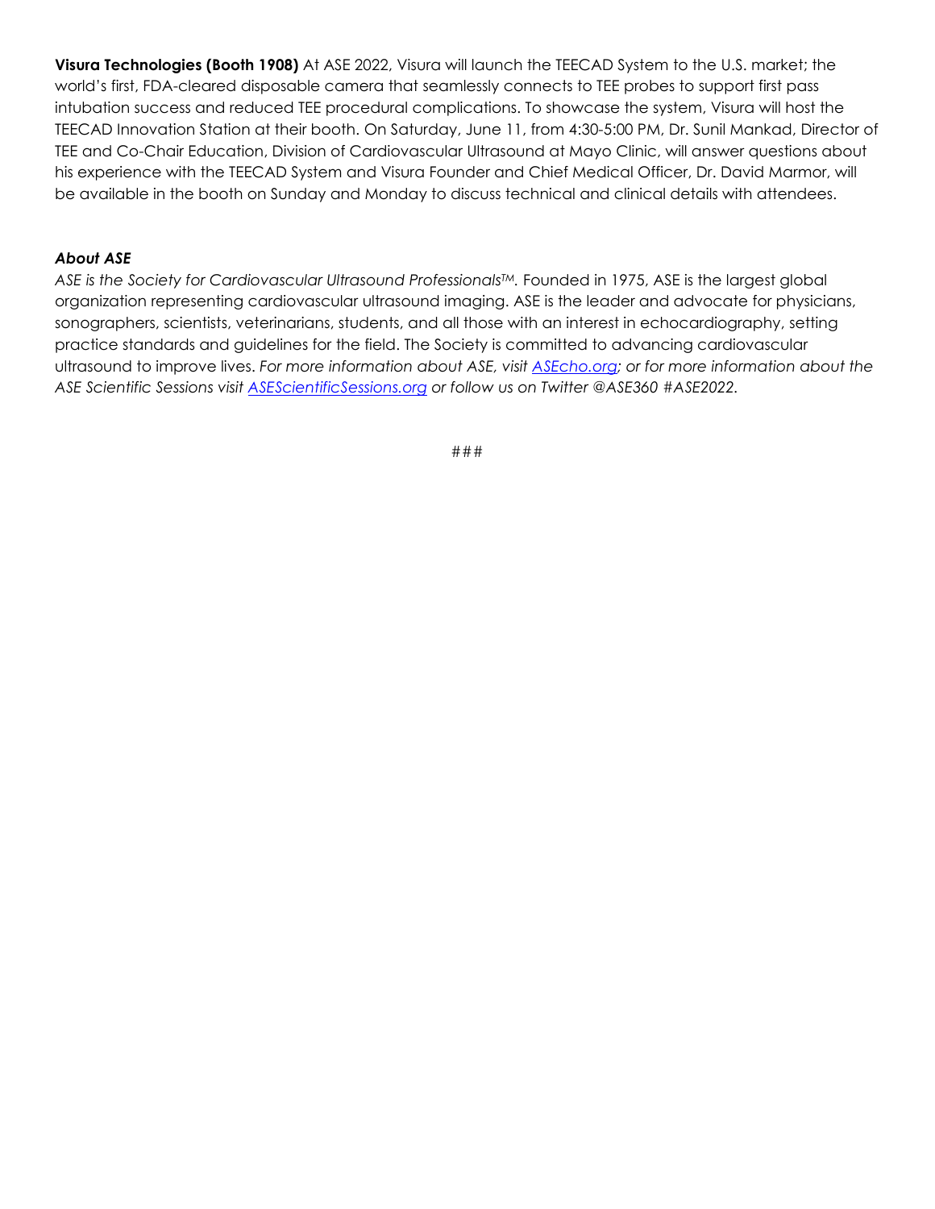**Visura Technologies (Booth 1908)** At ASE 2022, Visura will launch the TEECAD System to the U.S. market; the world's first, FDA-cleared disposable camera that seamlessly connects to TEE probes to support first pass intubation success and reduced TEE procedural complications. To showcase the system, Visura will host the TEECAD Innovation Station at their booth. On Saturday, June 11, from 4:30-5:00 PM, Dr. Sunil Mankad, Director of TEE and Co-Chair Education, Division of Cardiovascular Ultrasound at Mayo Clinic, will answer questions about his experience with the TEECAD System and Visura Founder and Chief Medical Officer, Dr. David Marmor, will be available in the booth on Sunday and Monday to discuss technical and clinical details with attendees.

***About ASE***

*ASE is the Society for Cardiovascular Ultrasound Professionals™.* Founded in 1975, ASE is the largest global organization representing cardiovascular ultrasound imaging. ASE is the leader and advocate for physicians, sonographers, scientists, veterinarians, students, and all those with an interest in echocardiography, setting practice standards and guidelines for the field. The Society is committed to advancing cardiovascular ultrasound to improve lives. *For more information about ASE, visit [ASEcho.org](ASEcho.org); or for more information about the ASE Scientific Sessions visit [ASEScientificSessions.org](ASEScientificSessions.org) or follow us on Twitter @ASE360 #ASE2022.*

###